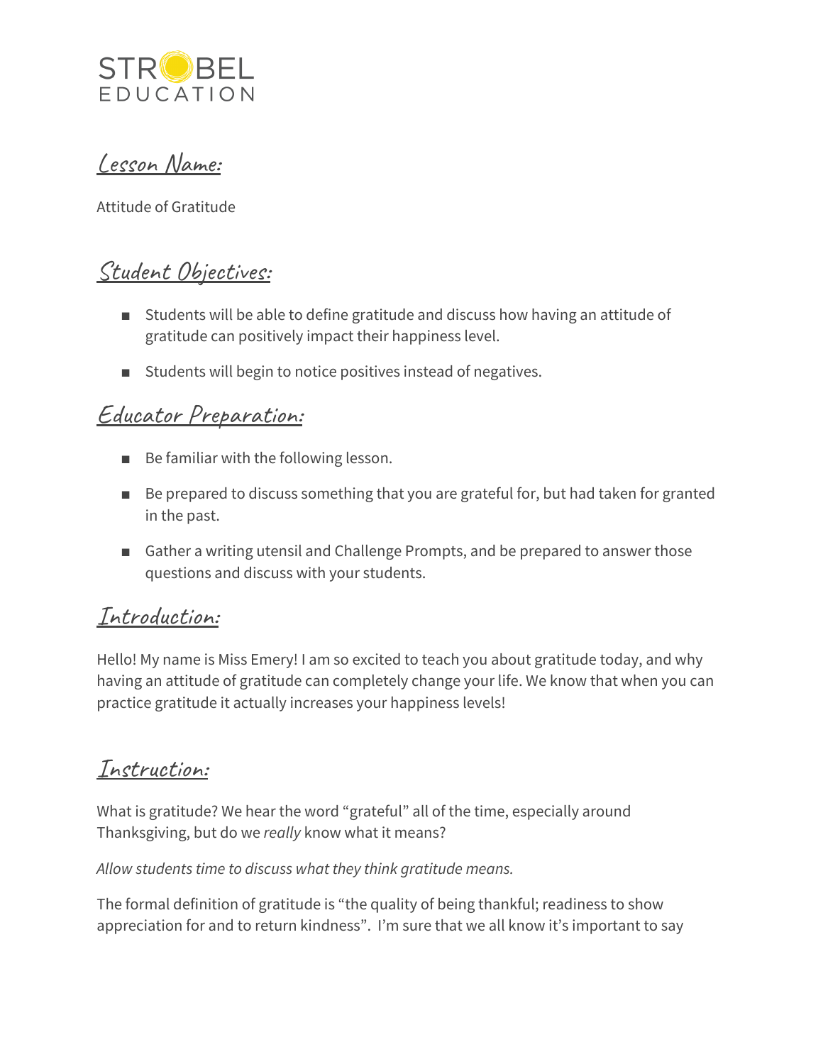STROBEL EDUCATION

## Lesson Name:

Attitude of Gratitude

## Student Objectives:

- Students will be able to define gratitude and discuss how having an attitude of gratitude can positively impact their happiness level.
- Students will begin to notice positives instead of negatives.

## Educator Preparation:

- Be familiar with the following lesson.
- Be prepared to discuss something that you are grateful for, but had taken for granted in the past.
- Gather a writing utensil and Challenge Prompts, and be prepared to answer those questions and discuss with your students.

## Introduction:

Hello! My name is Miss Emery! I am so excited to teach you about gratitude today, and why having an attitude of gratitude can completely change your life. We know that when you can practice gratitude it actually increases your happiness levels!

## Instruction:

What is gratitude? We hear the word "grateful" all of the time, especially around Thanksgiving, but do we *really* know what it means?

*Allow students time to discuss what they think gratitude means.*

The formal definition of gratitude is "the quality of being thankful; readiness to show appreciation for and to return kindness". I'm sure that we all know it's important to say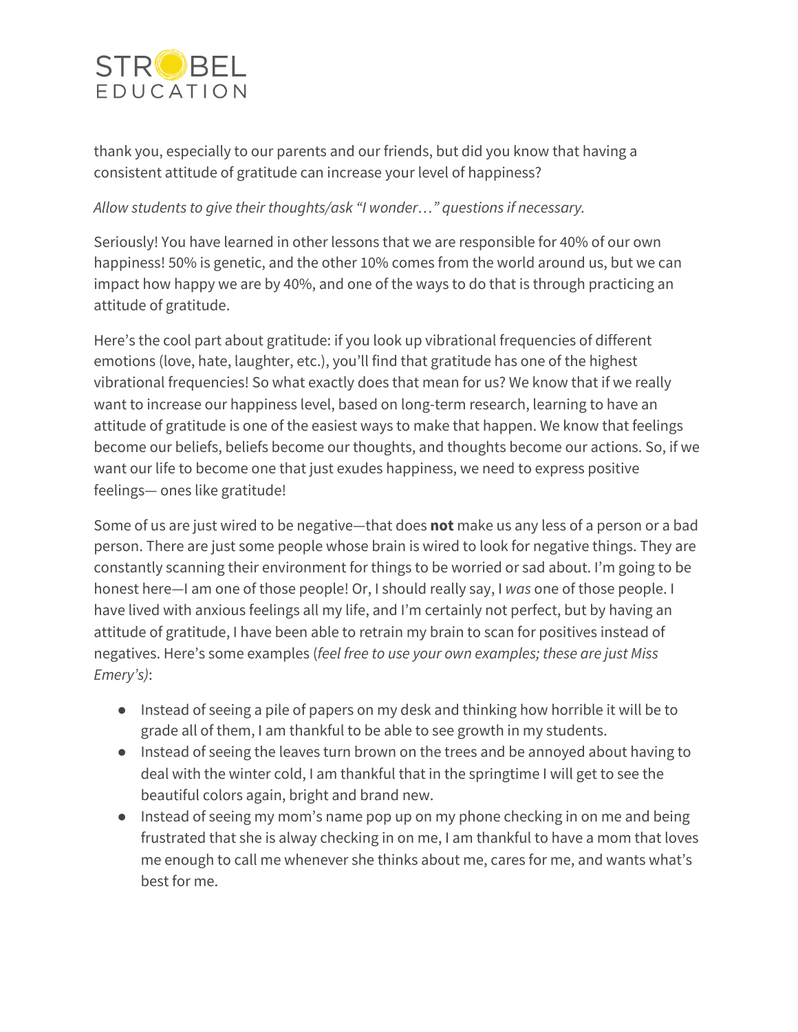thank you, especially to our parents and our friends, but did you know that having a consistent attitude of gratitude can increase your level of happiness?

*Allow students to give their thoughts/ask "I wonder…" questions if necessary.*

Seriously! You have learned in other lessons that we are responsible for 40% of our own happiness! 50% is genetic, and the other 10% comes from the world around us, but we can impact how happy we are by 40%, and one of the ways to do that is through practicing an attitude of gratitude.

Here's the cool part about gratitude: if you look up vibrational frequencies of different emotions (love, hate, laughter, etc.), you'll find that gratitude has one of the highest vibrational frequencies! So what exactly does that mean for us? We know that if we really want to increase our happiness level, based on long-term research, learning to have an attitude of gratitude is one of the easiest ways to make that happen. We know that feelings become our beliefs, beliefs become our thoughts, and thoughts become our actions. So, if we want our life to become one that just exudes happiness, we need to express positive feelings— ones like gratitude!

Some of us are just wired to be negative—that does **not** make us any less of a person or a bad person. There are just some people whose brain is wired to look for negative things. They are constantly scanning their environment for things to be worried or sad about. I'm going to be honest here—I am one of those people! Or, I should really say, I *was* one of those people. I have lived with anxious feelings all my life, and I'm certainly not perfect, but by having an attitude of gratitude, I have been able to retrain my brain to scan for positives instead of negatives. Here's some examples (*feel free to use your own examples; these are just Miss Emery's)*:

- Instead of seeing a pile of papers on my desk and thinking how horrible it will be to grade all of them, I am thankful to be able to see growth in my students.
- Instead of seeing the leaves turn brown on the trees and be annoyed about having to deal with the winter cold, I am thankful that in the springtime I will get to see the beautiful colors again, bright and brand new.
- Instead of seeing my mom's name pop up on my phone checking in on me and being frustrated that she is alway checking in on me, I am thankful to have a mom that loves me enough to call me whenever she thinks about me, cares for me, and wants what's best for me.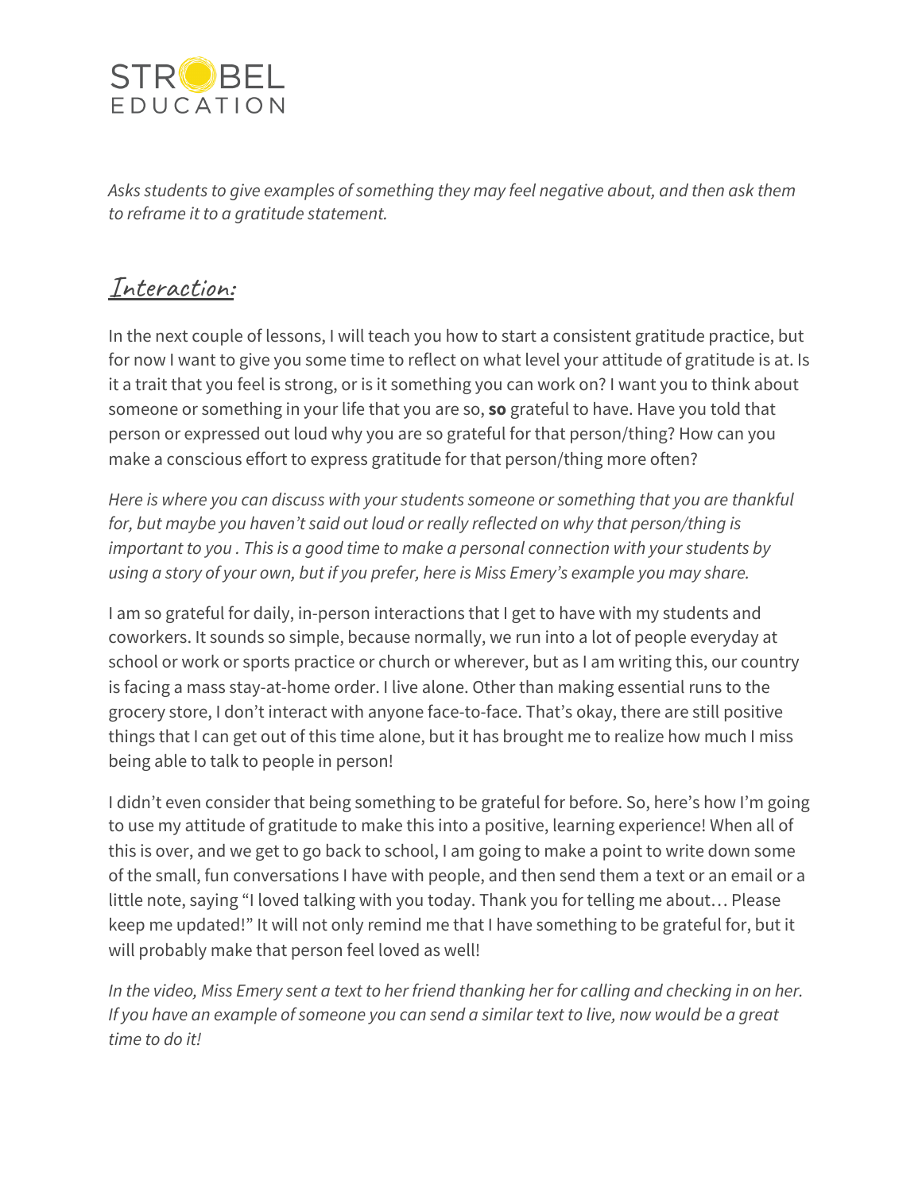*Asks students to give examples of something they may feel negative about, and then ask them to reframe it to a gratitude statement.*

## Interaction:

In the next couple of lessons, I will teach you how to start a consistent gratitude practice, but for now I want to give you some time to reflect on what level your attitude of gratitude is at. Is it a trait that you feel is strong, or is it something you can work on? I want you to think about someone or something in your life that you are so, **so** grateful to have. Have you told that person or expressed out loud why you are so grateful for that person/thing? How can you make a conscious effort to express gratitude for that person/thing more often?

*Here is where you can discuss with your students someone or something that you are thankful for, but maybe you haven't said out loud or really reflected on why that person/thing is important to you . This is a good time to make a personal connection with your students by using a story of your own, but if you prefer, here is Miss Emery's example you may share.*

I am so grateful for daily, in-person interactions that I get to have with my students and coworkers. It sounds so simple, because normally, we run into a lot of people everyday at school or work or sports practice or church or wherever, but as I am writing this, our country is facing a mass stay-at-home order. I live alone. Other than making essential runs to the grocery store, I don't interact with anyone face-to-face. That's okay, there are still positive things that I can get out of this time alone, but it has brought me to realize how much I miss being able to talk to people in person!

I didn't even consider that being something to be grateful for before. So, here's how I'm going to use my attitude of gratitude to make this into a positive, learning experience! When all of this is over, and we get to go back to school, I am going to make a point to write down some of the small, fun conversations I have with people, and then send them a text or an email or a little note, saying "I loved talking with you today. Thank you for telling me about… Please keep me updated!" It will not only remind me that I have something to be grateful for, but it will probably make that person feel loved as well!

*In the video, Miss Emery sent a text to her friend thanking her for calling and checking in on her. If you have an example of someone you can send a similar text to live, now would be a great time to do it!*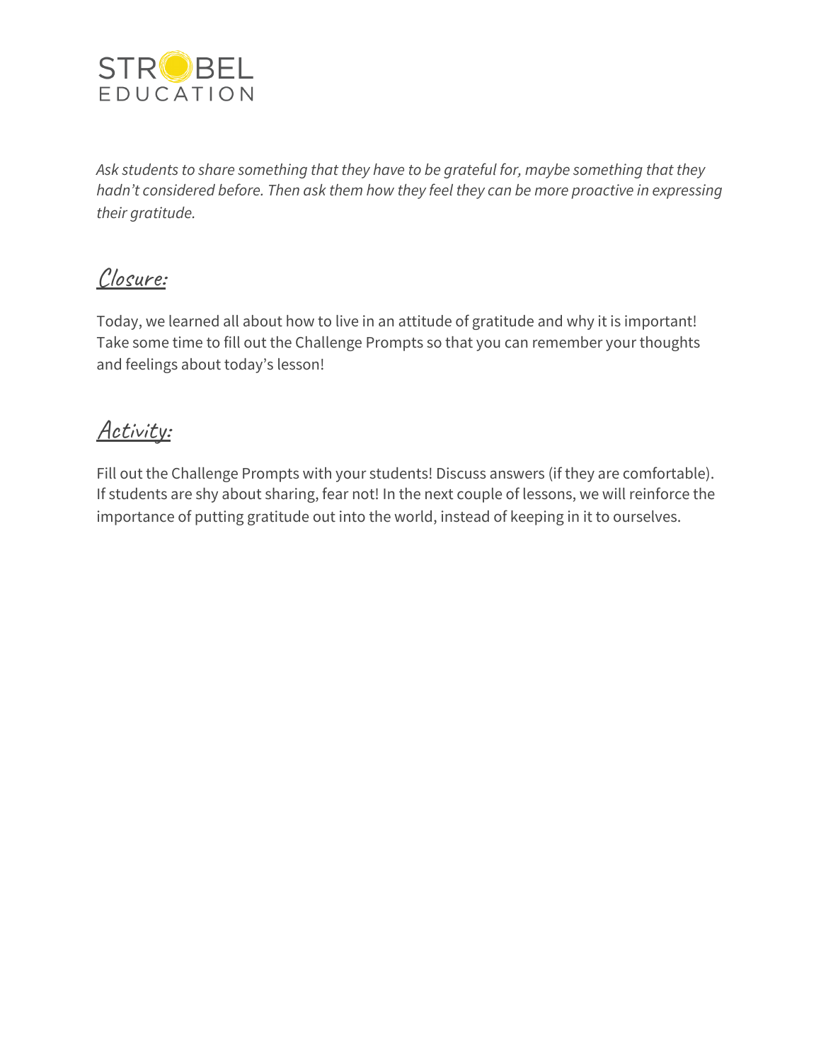*Ask students to share something that they have to be grateful for, maybe something that they hadn't considered before. Then ask them how they feel they can be more proactive in expressing their gratitude.*

## Closure:

Today, we learned all about how to live in an attitude of gratitude and why it is important! Take some time to fill out the Challenge Prompts so that you can remember your thoughts and feelings about today's lesson!

## Activity:

Fill out the Challenge Prompts with your students! Discuss answers (if they are comfortable). If students are shy about sharing, fear not! In the next couple of lessons, we will reinforce the importance of putting gratitude out into the world, instead of keeping in it to ourselves.